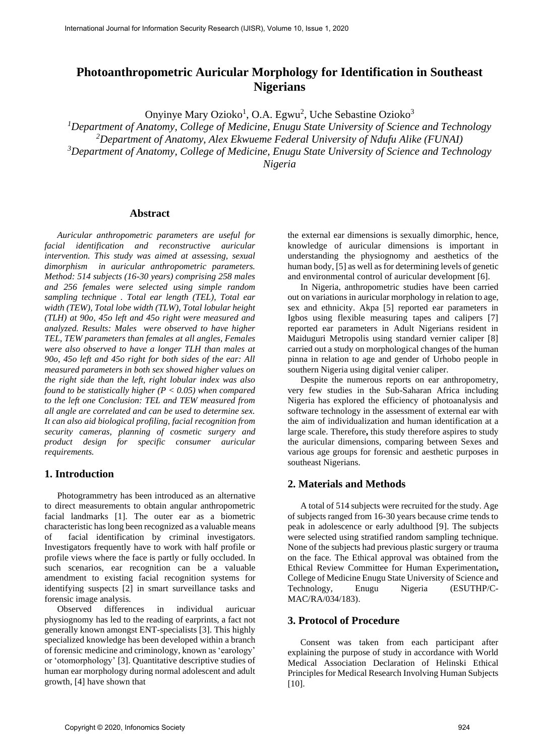# Photoanthropometric Auricular Morphology for Identification in Southeast Nigerians

Onyinye Mary Ozioko[1], O.A. Egwu[2], Uche Sebastine Ozioko[3]

*[1]Department of Anatomy, College of Medicine, Enugu State University of Science and Technology*
*[2]Department of Anatomy, Alex Ekwueme Federal University of Ndufu Alike (FUNAI)*
*[3]Department of Anatomy, College of Medicine, Enugu State University of Science and Technology Nigeria*

## Abstract

*Auricular anthropometric parameters are useful for facial identification and reconstructive auricular intervention. This study was aimed at assessing, sexual dimorphism in auricular anthropometric parameters. Method: 514 subjects (16-30 years) comprising 258 males and 256 females were selected using simple random sampling technique . Total ear length (TEL), Total ear width (TEW), Total lobe width (TLW), Total lobular height (TLH) at 90o, 45o left and 45o right were measured and analyzed. Results: Males were observed to have higher TEL, TEW parameters than females at all angles, Females were also observed to have a longer TLH than males at 90o, 45o left and 45o right for both sides of the ear: All measured parameters in both sex showed higher values on the right side than the left, right lobular index was also found to be statistically higher (P < 0.05) when compared to the left one Conclusion: TEL and TEW measured from all angle are correlated and can be used to determine sex. It can also aid biological profiling, facial recognition from security cameras, planning of cosmetic surgery and product design for specific consumer auricular requirements.*

## 1. Introduction

Photogrammetry has been introduced as an alternative to direct measurements to obtain angular anthropometric facial landmarks [1]. The outer ear as a biometric characteristic has long been recognized as a valuable means of facial identification by criminal investigators. Investigators frequently have to work with half profile or profile views where the face is partly or fully occluded. In such scenarios, ear recognition can be a valuable amendment to existing facial recognition systems for identifying suspects [2] in smart surveillance tasks and forensic image analysis.

Observed differences in individual auricuar physiognomy has led to the reading of earprints, a fact not generally known amongst ENT-specialists [3]. This highly specialized knowledge has been developed within a branch of forensic medicine and criminology, known as 'earology' or 'otomorphology' [3]. Quantitative descriptive studies of human ear morphology during normal adolescent and adult growth, [4] have shown that the external ear dimensions is sexually dimorphic, hence, knowledge of auricular dimensions is important in understanding the physiognomy and aesthetics of the human body, [5] as well as for determining levels of genetic and environmental control of auricular development [6].

In Nigeria, anthropometric studies have been carried out on variations in auricular morphology in relation to age, sex and ethnicity. Akpa [5] reported ear parameters in Igbos using flexible measuring tapes and calipers [7] reported ear parameters in Adult Nigerians resident in Maiduguri Metropolis using standard vernier caliper [8] carried out a study on morphological changes of the human pinna in relation to age and gender of Urhobo people in southern Nigeria using digital venier caliper.

Despite the numerous reports on ear anthropometry, very few studies in the Sub-Saharan Africa including Nigeria has explored the efficiency of photoanalysis and software technology in the assessment of external ear with the aim of individualization and human identification at a large scale. Therefore**,** this study therefore aspires to study the auricular dimensions, comparing between Sexes and various age groups for forensic and aesthetic purposes in southeast Nigerians.

## 2. Materials and Methods

A total of 514 subjects were recruited for the study. Age of subjects ranged from 16-30 years because crime tends to peak in adolescence or early adulthood [9]. The subjects were selected using stratified random sampling technique. None of the subjects had previous plastic surgery or trauma on the face. The Ethical approval was obtained from the Ethical Review Committee for Human Experimentation**,** College of Medicine Enugu State University of Science and Technology, Enugu Nigeria (ESUTHP/C-MAC/RA/034/183).

## 3. Protocol of Procedure

Consent was taken from each participant after explaining the purpose of study in accordance with World Medical Association Declaration of Helinski Ethical Principles for Medical Research Involving Human Subjects [10].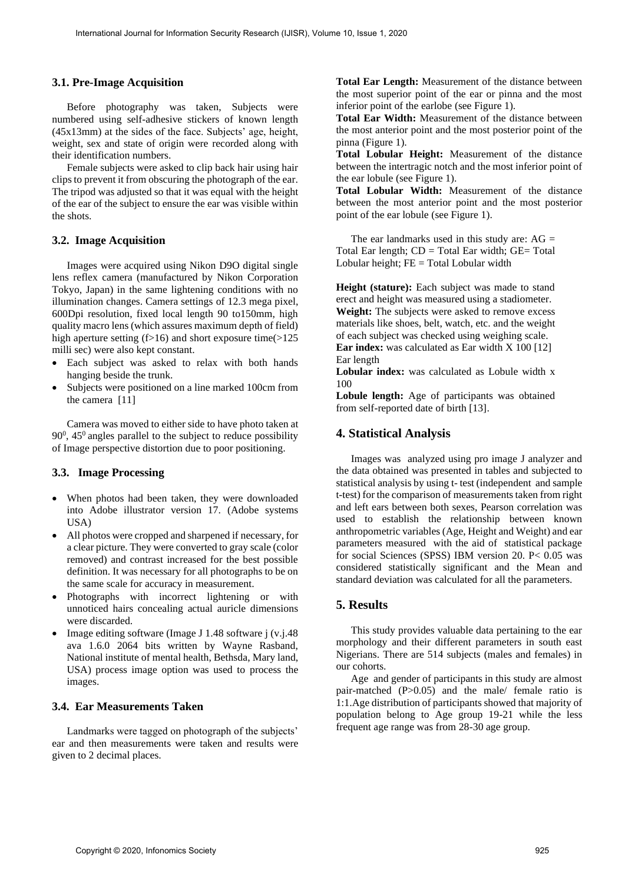### 3.1. Pre-Image Acquisition

Before photography was taken, Subjects were numbered using self-adhesive stickers of known length (45x13mm) at the sides of the face. Subjects' age, height, weight, sex and state of origin were recorded along with their identification numbers.

Female subjects were asked to clip back hair using hair clips to prevent it from obscuring the photograph of the ear. The tripod was adjusted so that it was equal with the height of the ear of the subject to ensure the ear was visible within the shots.

### 3.2. Image Acquisition

Images were acquired using Nikon D9O digital single lens reflex camera (manufactured by Nikon Corporation Tokyo, Japan) in the same lightening conditions with no illumination changes. Camera settings of 12.3 mega pixel, 600Dpi resolution, fixed local length 90 to150mm, high quality macro lens (which assures maximum depth of field) high aperture setting (f>16) and short exposure time(>125 milli sec) were also kept constant.

- Each subject was asked to relax with both hands hanging beside the trunk.
- Subjects were positioned on a line marked 100cm from the camera [11]

Camera was moved to either side to have photo taken at $90^0$, $45^0$ angles parallel to the subject to reduce possibility of Image perspective distortion due to poor positioning.

### 3.3. Image Processing

- When photos had been taken, they were downloaded into Adobe illustrator version 17. (Adobe systems USA)
- All photos were cropped and sharpened if necessary, for a clear picture. They were converted to gray scale (color removed) and contrast increased for the best possible definition. It was necessary for all photographs to be on the same scale for accuracy in measurement.
- Photographs with incorrect lightening or with unnoticed hairs concealing actual auricle dimensions were discarded.
- Image editing software (Image J 1.48 software j (v.j.48 ava 1.6.0 2064 bits written by Wayne Rasband, National institute of mental health, Bethsda, Mary land, USA) process image option was used to process the images.

### 3.4. Ear Measurements Taken

Landmarks were tagged on photograph of the subjects' ear and then measurements were taken and results were given to 2 decimal places.

**Total Ear Length:** Measurement of the distance between the most superior point of the ear or pinna and the most inferior point of the earlobe (see Figure 1).

**Total Ear Width:** Measurement of the distance between the most anterior point and the most posterior point of the pinna (Figure 1).

**Total Lobular Height:** Measurement of the distance between the intertragic notch and the most inferior point of the ear lobule (see Figure 1).

**Total Lobular Width:** Measurement of the distance between the most anterior point and the most posterior point of the ear lobule (see Figure 1).

The ear landmarks used in this study are: AG = Total Ear length; CD = Total Ear width; GE= Total Lobular height; FE = Total Lobular width

**Height (stature):** Each subject was made to stand erect and height was measured using a stadiometer.

**Weight:** The subjects were asked to remove excess materials like shoes, belt, watch, etc. and the weight of each subject was checked using weighing scale.

**Ear index:** was calculated as Ear width X 100 [12]
Ear length

**Lobular index:** was calculated as Lobule width x 100

**Lobule length:** Age of participants was obtained from self-reported date of birth [13].

## 4. Statistical Analysis

Images was analyzed using pro image J analyzer and the data obtained was presented in tables and subjected to statistical analysis by using t- test (independent and sample t-test) for the comparison of measurements taken from right and left ears between both sexes, Pearson correlation was used to establish the relationship between known anthropometric variables (Age, Height and Weight) and ear parameters measured with the aid of statistical package for social Sciences (SPSS) IBM version 20. $P< 0.05$ was considered statistically significant and the Mean and standard deviation was calculated for all the parameters.

## 5. Results

This study provides valuable data pertaining to the ear morphology and their different parameters in south east Nigerians. There are 514 subjects (males and females) in our cohorts.

Age and gender of participants in this study are almost pair-matched ($P>0.05$) and the male/ female ratio is 1:1.Age distribution of participants showed that majority of population belong to Age group 19-21 while the less frequent age range was from 28-30 age group.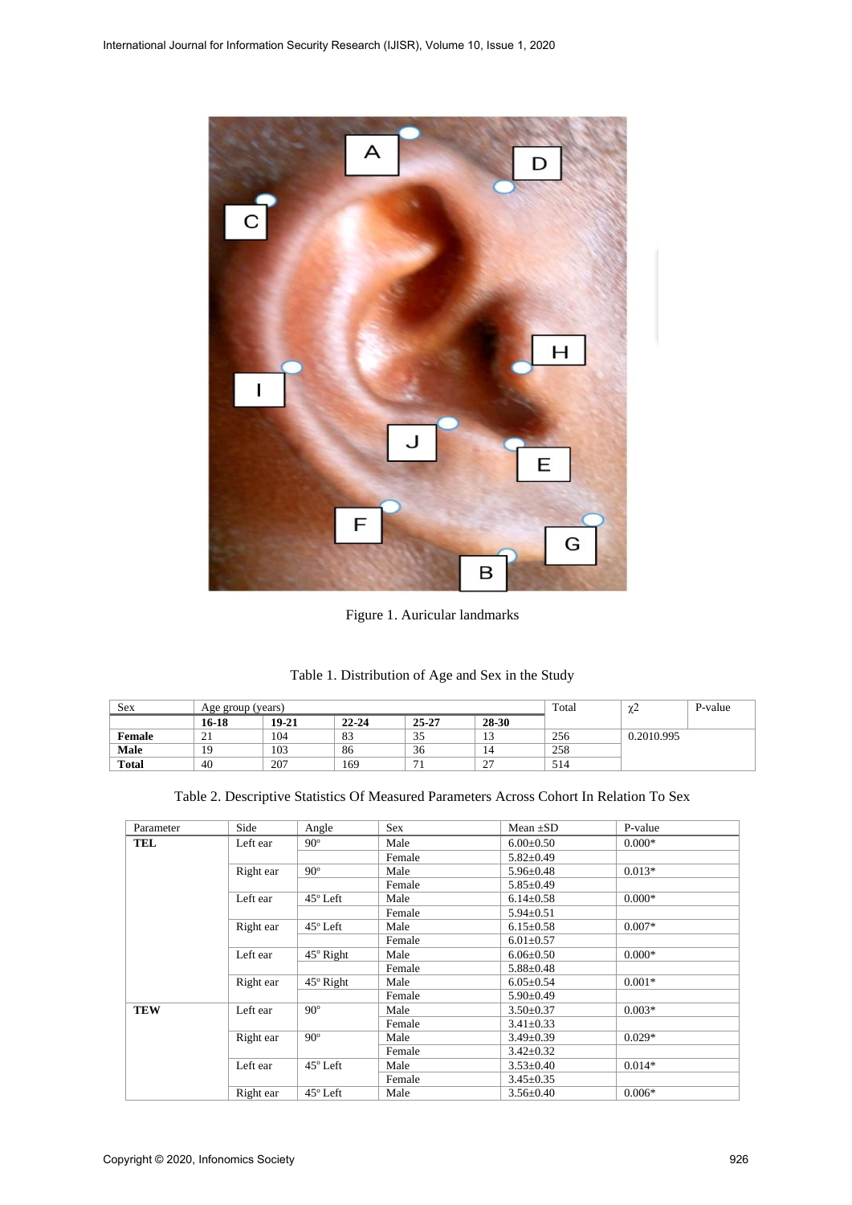Figure 1. Auricular landmarks

Table 1. Distribution of Age and Sex in the Study

| Sex | Age group (years) | | | | | Total | $\chi 2$ | P-value |
|---|---|---|---|---|---|---|---|---|
| | **16-18** | **19-21** | **22-24** | **25-27** | **28-30** | | | |
| **Female** | 21 | 104 | 83 | 35 | 13 | 256 | 0.2010.995 | |
| **Male** | 19 | 103 | 86 | 36 | 14 | 258 | | |
| **Total** | 40 | 207 | 169 | 71 | 27 | 514 | | |

Table 2. Descriptive Statistics Of Measured Parameters Across Cohort In Relation To Sex

| Parameter | Side | Angle | Sex | Mean ±SD | P-value |
|---|---|---|---|---|---|
| **TEL** | Left ear | 90° | Male | 6.00±0.50 | 0.000* |
| | | | Female | 5.82±0.49 | |
| | Right ear | 90° | Male | 5.96±0.48 | 0.013* |
| | | | Female | 5.85±0.49 | |
| | Left ear | 45° Left | Male | 6.14±0.58 | 0.000* |
| | | | Female | 5.94±0.51 | |
| | Right ear | 45° Left | Male | 6.15±0.58 | 0.007* |
| | | | Female | 6.01±0.57 | |
| | Left ear | 45° Right | Male | 6.06±0.50 | 0.000* |
| | | | Female | 5.88±0.48 | |
| | Right ear | 45° Right | Male | 6.05±0.54 | 0.001* |
| | | | Female | 5.90±0.49 | |
| **TEW** | Left ear | 90° | Male | 3.50±0.37 | 0.003* |
| | | | Female | 3.41±0.33 | |
| | Right ear | 90° | Male | 3.49±0.39 | 0.029* |
| | | | Female | 3.42±0.32 | |
| | Left ear | 45° Left | Male | 3.53±0.40 | 0.014* |
| | | | Female | 3.45±0.35 | |
| | Right ear | 45° Left | Male | 3.56±0.40 | 0.006* |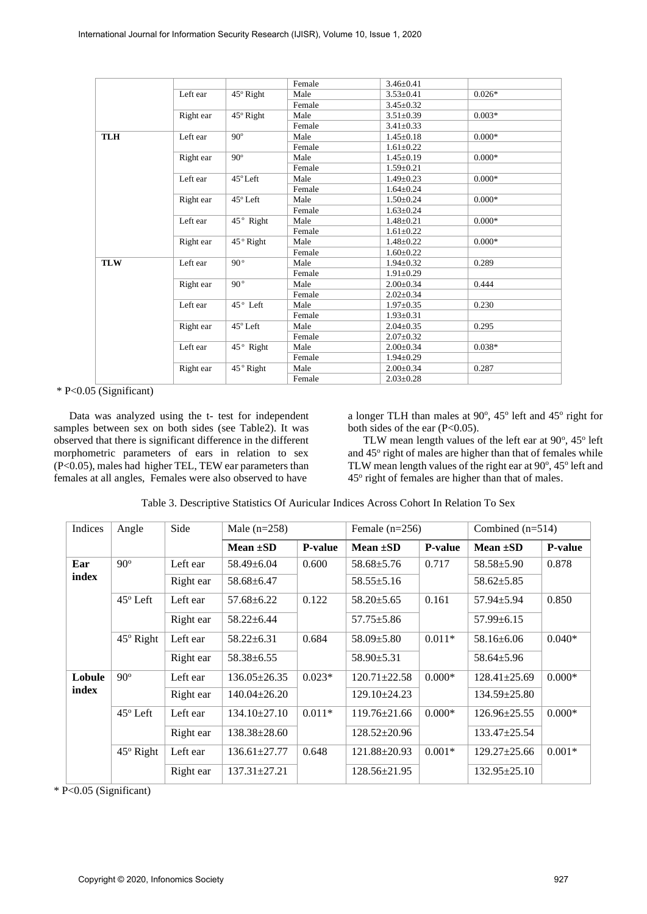| | | | Female | 3.46±0.41 | |
|---|---|---|---|---|---|
| | Left ear | 45° Right | Male | 3.53±0.41 | 0.026* |
| | | | Female | 3.45±0.32 | |
| | Right ear | 45° Right | Male | 3.51±0.39 | 0.003* |
| | | | Female | 3.41±0.33 | |
| **TLH** | Left ear | 90° | Male | 1.45±0.18 | 0.000* |
| | | | Female | 1.61±0.22 | |
| | Right ear | 90° | Male | 1.45±0.19 | 0.000* |
| | | | Female | 1.59±0.21 | |
| | Left ear | 45° Left | Male | 1.49±0.23 | 0.000* |
| | | | Female | 1.64±0.24 | |
| | Right ear | 45° Left | Male | 1.50±0.24 | 0.000* |
| | | | Female | 1.63±0.24 | |
| | Left ear | 45° Right | Male | 1.48±0.21 | 0.000* |
| | | | Female | 1.61±0.22 | |
| | Right ear | 45° Right | Male | 1.48±0.22 | 0.000* |
| | | | Female | 1.60±0.22 | |
| **TLW** | Left ear | 90° | Male | 1.94±0.32 | 0.289 |
| | | | Female | 1.91±0.29 | |
| | Right ear | 90° | Male | 2.00±0.34 | 0.444 |
| | | | Female | 2.02±0.34 | |
| | Left ear | 45° Left | Male | 1.97±0.35 | 0.230 |
| | | | Female | 1.93±0.31 | |
| | Right ear | 45° Left | Male | 2.04±0.35 | 0.295 |
| | | | Female | 2.07±0.32 | |
| | Left ear | 45° Right | Male | 2.00±0.34 | 0.038* |
| | | | Female | 1.94±0.29 | |
| | Right ear | 45° Right | Male | 2.00±0.34 | 0.287 |
| | | | Female | 2.03±0.28 | |

* P<0.05 (Significant)

Data was analyzed using the t- test for independent samples between sex on both sides (see Table2). It was observed that there is significant difference in the different morphometric parameters of ears in relation to sex (P<0.05), males had higher TEL, TEW ear parameters than females at all angles, Females were also observed to have a longer TLH than males at 90°, 45° left and 45° right for both sides of the ear (P<0.05).

TLW mean length values of the left ear at 90°, 45° left and 45° right of males are higher than that of females while TLW mean length values of the right ear at 90°, 45° left and 45° right of females are higher than that of males.

Table 3. Descriptive Statistics Of Auricular Indices Across Cohort In Relation To Sex

| Indices | Angle | Side | Male (n=258) | | Female (n=256) | | Combined (n=514) | |
|---|---|---|---|---|---|---|---|---|
| | | | **Mean ±SD** | **P-value** | **Mean ±SD** | **P-value** | **Mean ±SD** | **P-value** |
| **Ear index** | 90° | Left ear | 58.49±6.04 | 0.600 | 58.68±5.76 | 0.717 | 58.58±5.90 | 0.878 |
| | | Right ear | 58.68±6.47 | | 58.55±5.16 | | 58.62±5.85 | |
| | 45° Left | Left ear | 57.68±6.22 | 0.122 | 58.20±5.65 | 0.161 | 57.94±5.94 | 0.850 |
| | | Right ear | 58.22±6.44 | | 57.75±5.86 | | 57.99±6.15 | |
| | 45° Right | Left ear | 58.22±6.31 | 0.684 | 58.09±5.80 | 0.011* | 58.16±6.06 | 0.040* |
| | | Right ear | 58.38±6.55 | | 58.90±5.31 | | 58.64±5.96 | |
| **Lobule index** | 90° | Left ear | 136.05±26.35 | 0.023* | 120.71±22.58 | 0.000* | 128.41±25.69 | 0.000* |
| | | Right ear | 140.04±26.20 | | 129.10±24.23 | | 134.59±25.80 | |
| | 45° Left | Left ear | 134.10±27.10 | 0.011* | 119.76±21.66 | 0.000* | 126.96±25.55 | 0.000* |
| | | Right ear | 138.38±28.60 | | 128.52±20.96 | | 133.47±25.54 | |
| | 45° Right | Left ear | 136.61±27.77 | 0.648 | 121.88±20.93 | 0.001* | 129.27±25.66 | 0.001* |
| | | Right ear | 137.31±27.21 | | 128.56±21.95 | | 132.95±25.10 | |

* P<0.05 (Significant)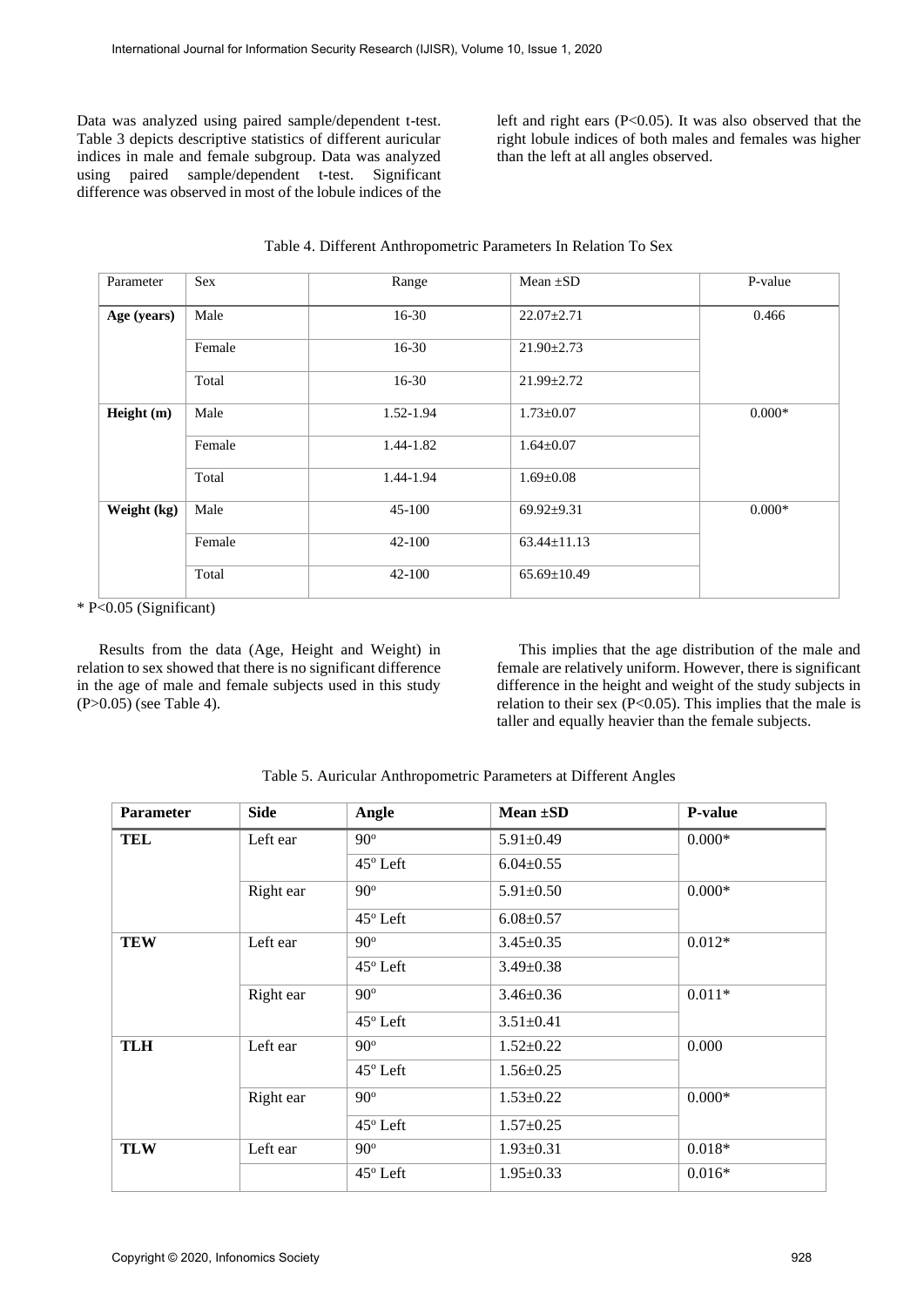Data was analyzed using paired sample/dependent t-test. Table 3 depicts descriptive statistics of different auricular indices in male and female subgroup. Data was analyzed using paired sample/dependent t-test. Significant difference was observed in most of the lobule indices of the left and right ears (P<0.05). It was also observed that the right lobule indices of both males and females was higher than the left at all angles observed.

Table 4. Different Anthropometric Parameters In Relation To Sex

| Parameter | Sex | Range | Mean ±SD | P-value |
|---|---|---|---|---|
| **Age (years)** | Male | 16-30 | 22.07±2.71 | 0.466 |
| | Female | 16-30 | 21.90±2.73 | |
| | Total | 16-30 | 21.99±2.72 | |
| **Height (m)** | Male | 1.52-1.94 | 1.73±0.07 | 0.000* |
| | Female | 1.44-1.82 | 1.64±0.07 | |
| | Total | 1.44-1.94 | 1.69±0.08 | |
| **Weight (kg)** | Male | 45-100 | 69.92±9.31 | 0.000* |
| | Female | 42-100 | 63.44±11.13 | |
| | Total | 42-100 | 65.69±10.49 | |

* P<0.05 (Significant)

Results from the data (Age, Height and Weight) in relation to sex showed that there is no significant difference in the age of male and female subjects used in this study (P>0.05) (see Table 4).

This implies that the age distribution of the male and female are relatively uniform. However, there is significant difference in the height and weight of the study subjects in relation to their sex (P<0.05). This implies that the male is taller and equally heavier than the female subjects.

Table 5. Auricular Anthropometric Parameters at Different Angles

| Parameter | Side | Angle | Mean ±SD | P-value |
|---|---|---|---|---|
| **TEL** | Left ear | 90° | 5.91±0.49 | 0.000* |
| | | 45° Left | 6.04±0.55 | |
| | Right ear | 90° | 5.91±0.50 | 0.000* |
| | | 45° Left | 6.08±0.57 | |
| **TEW** | Left ear | 90° | 3.45±0.35 | 0.012* |
| | | 45° Left | 3.49±0.38 | |
| | Right ear | 90° | 3.46±0.36 | 0.011* |
| | | 45° Left | 3.51±0.41 | |
| **TLH** | Left ear | 90° | 1.52±0.22 | 0.000 |
| | | 45° Left | 1.56±0.25 | |
| | Right ear | 90° | 1.53±0.22 | 0.000* |
| | | 45° Left | 1.57±0.25 | |
| **TLW** | Left ear | 90° | 1.93±0.31 | 0.018* |
| | | 45° Left | 1.95±0.33 | 0.016* |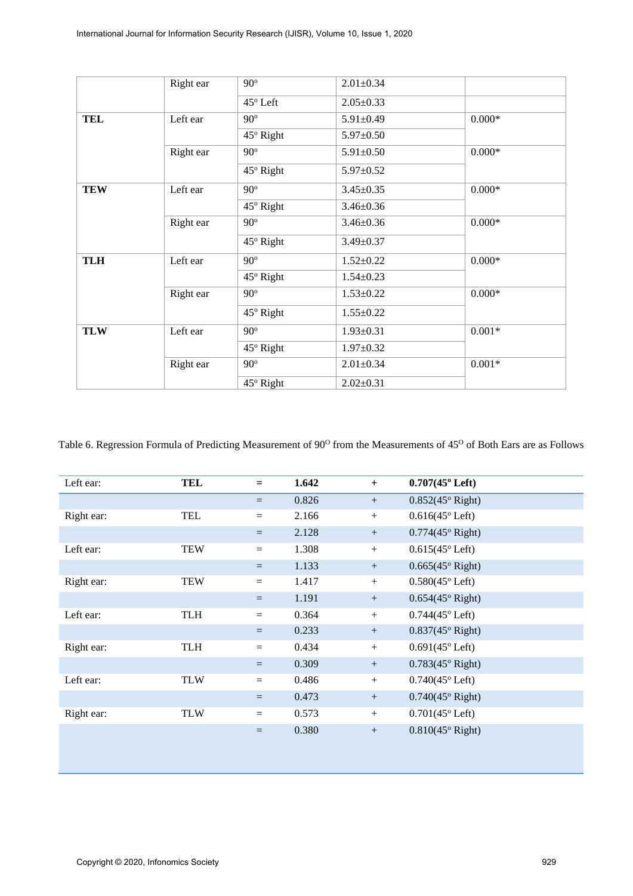| | | | | |
|---|---|---|---|---|
| | Right ear | 90° | 2.01±0.34 | |
| | | 45° Left | 2.05±0.33 | |
| **TEL** | Left ear | 90° | 5.91±0.49 | 0.000* |
| | | 45° Right | 5.97±0.50 | |
| | Right ear | 90° | 5.91±0.50 | 0.000* |
| | | 45° Right | 5.97±0.52 | |
| **TEW** | Left ear | 90° | 3.45±0.35 | 0.000* |
| | | 45° Right | 3.46±0.36 | |
| | Right ear | 90° | 3.46±0.36 | 0.000* |
| | | 45° Right | 3.49±0.37 | |
| **TLH** | Left ear | 90° | 1.52±0.22 | 0.000* |
| | | 45° Right | 1.54±0.23 | |
| | Right ear | 90° | 1.53±0.22 | 0.000* |
| | | 45° Right | 1.55±0.22 | |
| **TLW** | Left ear | 90° | 1.93±0.31 | 0.001* |
| | | 45° Right | 1.97±0.32 | |
| | Right ear | 90° | 2.01±0.34 | 0.001* |
| | | 45° Right | 2.02±0.31 | |

Table 6. Regression Formula of Predicting Measurement of 90$^{O}$ from the Measurements of 45$^{O}$ of Both Ears are as Follows

| Left ear: | **TEL** | **=** | **1.642** | **+** | **0.707(45° Left)** |
|---|---|---|---|---|---|
| | | = | 0.826 | + | 0.852(45° Right) |
| Right ear: | TEL | = | 2.166 | + | 0.616(45° Left) |
| | | = | 2.128 | + | 0.774(45° Right) |
| Left ear: | TEW | = | 1.308 | + | 0.615(45° Left) |
| | | = | 1.133 | + | 0.665(45° Right) |
| Right ear: | TEW | = | 1.417 | + | 0.580(45° Left) |
| | | = | 1.191 | + | 0.654(45° Right) |
| Left ear: | TLH | = | 0.364 | + | 0.744(45° Left) |
| | | = | 0.233 | + | 0.837(45° Right) |
| Right ear: | TLH | = | 0.434 | + | 0.691(45° Left) |
| | | = | 0.309 | + | 0.783(45° Right) |
| Left ear: | TLW | = | 0.486 | + | 0.740(45° Left) |
| | | = | 0.473 | + | 0.740(45° Right) |
| Right ear: | TLW | = | 0.573 | + | 0.701(45° Left) |
| | | = | 0.380 | + | 0.810(45° Right) |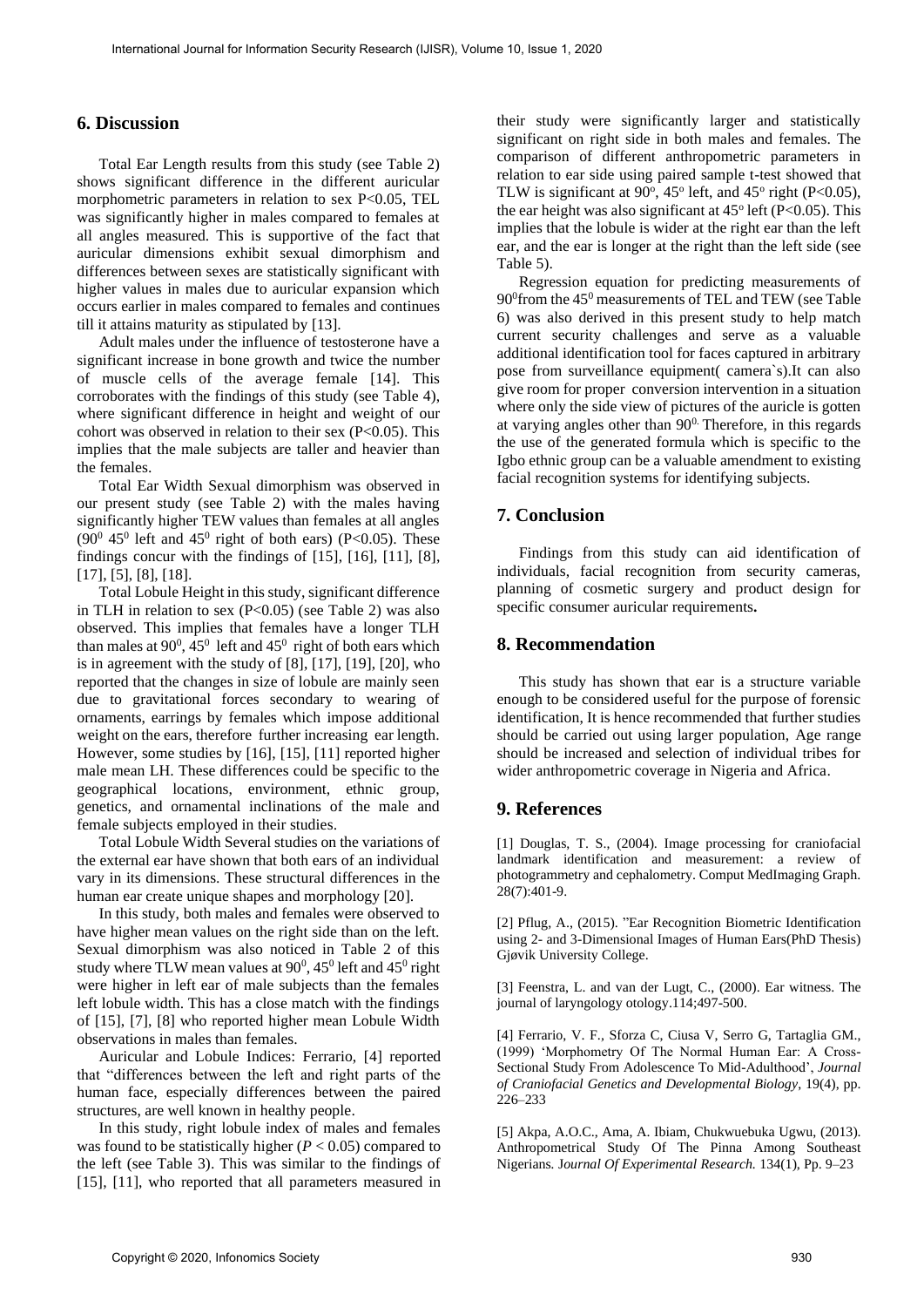## 6. Discussion

Total Ear Length results from this study (see Table 2) shows significant difference in the different auricular morphometric parameters in relation to sex $P<0.05$, TEL was significantly higher in males compared to females at all angles measured. This is supportive of the fact that auricular dimensions exhibit sexual dimorphism and differences between sexes are statistically significant with higher values in males due to auricular expansion which occurs earlier in males compared to females and continues till it attains maturity as stipulated by [13].

Adult males under the influence of testosterone have a significant increase in bone growth and twice the number of muscle cells of the average female [14]. This corroborates with the findings of this study (see Table 4), where significant difference in height and weight of our cohort was observed in relation to their sex ($P<0.05$). This implies that the male subjects are taller and heavier than the females.

Total Ear Width Sexual dimorphism was observed in our present study (see Table 2) with the males having significantly higher TEW values than females at all angles ($90^0$ $45^0$ left and $45^0$ right of both ears) ($P<0.05$). These findings concur with the findings of [15], [16], [11], [8], [17], [5], [8], [18].

Total Lobule Height in this study, significant difference in TLH in relation to sex ($P<0.05$) (see Table 2) was also observed. This implies that females have a longer TLH than males at $90^0$, $45^0$ left and $45^0$ right of both ears which is in agreement with the study of [8], [17], [19], [20], who reported that the changes in size of lobule are mainly seen due to gravitational forces secondary to wearing of ornaments, earrings by females which impose additional weight on the ears, therefore further increasing ear length. However, some studies by [16], [15], [11] reported higher male mean LH. These differences could be specific to the geographical locations, environment, ethnic group, genetics, and ornamental inclinations of the male and female subjects employed in their studies.

Total Lobule Width Several studies on the variations of the external ear have shown that both ears of an individual vary in its dimensions. These structural differences in the human ear create unique shapes and morphology [20].

In this study, both males and females were observed to have higher mean values on the right side than on the left. Sexual dimorphism was also noticed in Table 2 of this study where TLW mean values at $90^0$, $45^0$ left and $45^0$ right were higher in left ear of male subjects than the females left lobule width. This has a close match with the findings of [15], [7], [8] who reported higher mean Lobule Width observations in males than females.

Auricular and Lobule Indices: Ferrario, [4] reported that "differences between the left and right parts of the human face, especially differences between the paired structures, are well known in healthy people.

In this study, right lobule index of males and females was found to be statistically higher ($P < 0.05$) compared to the left (see Table 3). This was similar to the findings of [15], [11], who reported that all parameters measured in their study were significantly larger and statistically significant on right side in both males and females. The comparison of different anthropometric parameters in relation to ear side using paired sample t-test showed that TLW is significant at $90^o$, $45^o$ left, and $45^o$ right ($P<0.05$), the ear height was also significant at $45^o$ left ($P<0.05$). This implies that the lobule is wider at the right ear than the left ear, and the ear is longer at the right than the left side (see Table 5).

Regression equation for predicting measurements of $90^0$from the $45^0$ measurements of TEL and TEW (see Table 6) was also derived in this present study to help match current security challenges and serve as a valuable additional identification tool for faces captured in arbitrary pose from surveillance equipment( camera`s).It can also give room for proper conversion intervention in a situation where only the side view of pictures of the auricle is gotten at varying angles other than $90^{0.}$ Therefore, in this regards the use of the generated formula which is specific to the Igbo ethnic group can be a valuable amendment to existing facial recognition systems for identifying subjects.

## 7. Conclusion

Findings from this study can aid identification of individuals, facial recognition from security cameras, planning of cosmetic surgery and product design for specific consumer auricular requirements**.**

## 8. Recommendation

This study has shown that ear is a structure variable enough to be considered useful for the purpose of forensic identification, It is hence recommended that further studies should be carried out using larger population, Age range should be increased and selection of individual tribes for wider anthropometric coverage in Nigeria and Africa.

## 9. References

[1] Douglas, T. S., (2004). Image processing for craniofacial landmark identification and measurement: a review of photogrammetry and cephalometry. Comput MedImaging Graph. 28(7):401-9.

[2] Pflug, A., (2015). "Ear Recognition Biometric Identification using 2- and 3-Dimensional Images of Human Ears(PhD Thesis) Gjøvik University College.

[3] Feenstra, L. and van der Lugt, C., (2000). Ear witness. The journal of laryngology otology.114;497-500.

[4] Ferrario, V. F., Sforza C, Ciusa V, Serro G, Tartaglia GM., (1999) 'Morphometry Of The Normal Human Ear: A Cross-Sectional Study From Adolescence To Mid-Adulthood', *Journal of Craniofacial Genetics and Developmental Biology*, 19(4), pp. 226–233

[5] Akpa, A.O.C., Ama, A. Ibiam, Chukwuebuka Ugwu, (2013). Anthropometrical Study Of The Pinna Among Southeast Nigerians. *Journal Of Experimental Research.* 134(1), Pp. 9–23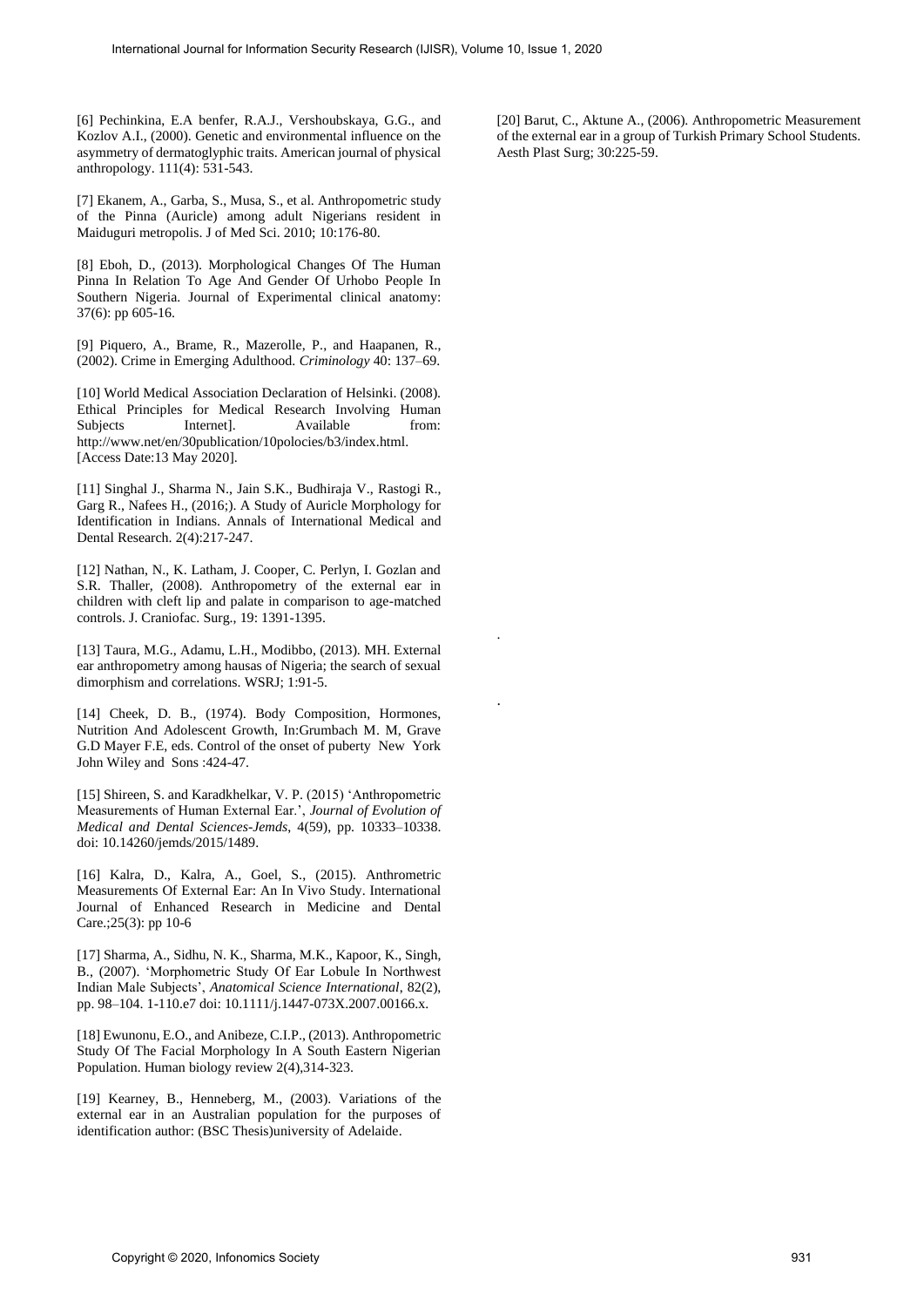[6] Pechinkina, E.A benfer, R.A.J., Vershoubskaya, G.G., and Kozlov A.I., (2000). Genetic and environmental influence on the asymmetry of dermatoglyphic traits. American journal of physical anthropology. 111(4): 531-543.

[7] Ekanem, A., Garba, S., Musa, S., et al. Anthropometric study of the Pinna (Auricle) among adult Nigerians resident in Maiduguri metropolis. J of Med Sci. 2010; 10:176-80.

[8] Eboh, D., (2013). Morphological Changes Of The Human Pinna In Relation To Age And Gender Of Urhobo People In Southern Nigeria. Journal of Experimental clinical anatomy: 37(6): pp 605-16.

[9] Piquero, A., Brame, R., Mazerolle, P., and Haapanen, R., (2002). Crime in Emerging Adulthood. *Criminology* 40: 137–69.

[10] World Medical Association Declaration of Helsinki. (2008). Ethical Principles for Medical Research Involving Human Subjects Internet]. Available from: http://www.net/en/30publication/10polocies/b3/index.html. [Access Date:13 May 2020].

[11] Singhal J., Sharma N., Jain S.K., Budhiraja V., Rastogi R., Garg R., Nafees H., (2016;). A Study of Auricle Morphology for Identification in Indians. Annals of International Medical and Dental Research. 2(4):217-247.

[12] Nathan, N., K. Latham, J. Cooper, C. Perlyn, I. Gozlan and S.R. Thaller, (2008). Anthropometry of the external ear in children with cleft lip and palate in comparison to age-matched controls. J. Craniofac. Surg., 19: 1391-1395.

[13] Taura, M.G., Adamu, L.H., Modibbo, (2013). MH. External ear anthropometry among hausas of Nigeria; the search of sexual dimorphism and correlations. WSRJ; 1:91-5.

[14] Cheek, D. B., (1974). Body Composition, Hormones, Nutrition And Adolescent Growth, In:Grumbach M. M, Grave G.D Mayer F.E, eds. Control of the onset of puberty New York John Wiley and Sons :424-47.

[15] Shireen, S. and Karadkhelkar, V. P. (2015) 'Anthropometric Measurements of Human External Ear.', *Journal of Evolution of Medical and Dental Sciences-Jemds*, 4(59), pp. 10333–10338. doi: 10.14260/jemds/2015/1489.

[16] Kalra, D., Kalra, A., Goel, S., (2015). Anthrometric Measurements Of External Ear: An In Vivo Study. International Journal of Enhanced Research in Medicine and Dental Care.;25(3): pp 10-6

[17] Sharma, A., Sidhu, N. K., Sharma, M.K., Kapoor, K., Singh, B., (2007). 'Morphometric Study Of Ear Lobule In Northwest Indian Male Subjects', *Anatomical Science International*, 82(2), pp. 98–104. 1-110.e7 doi: 10.1111/j.1447-073X.2007.00166.x.

[18] Ewunonu, E.O., and Anibeze, C.I.P., (2013). Anthropometric Study Of The Facial Morphology In A South Eastern Nigerian Population. Human biology review 2(4),314-323.

[19] Kearney, B., Henneberg, M., (2003). Variations of the external ear in an Australian population for the purposes of identification author: (BSC Thesis)university of Adelaide.

[20] Barut, C., Aktune A., (2006). Anthropometric Measurement of the external ear in a group of Turkish Primary School Students. Aesth Plast Surg; 30:225-59.